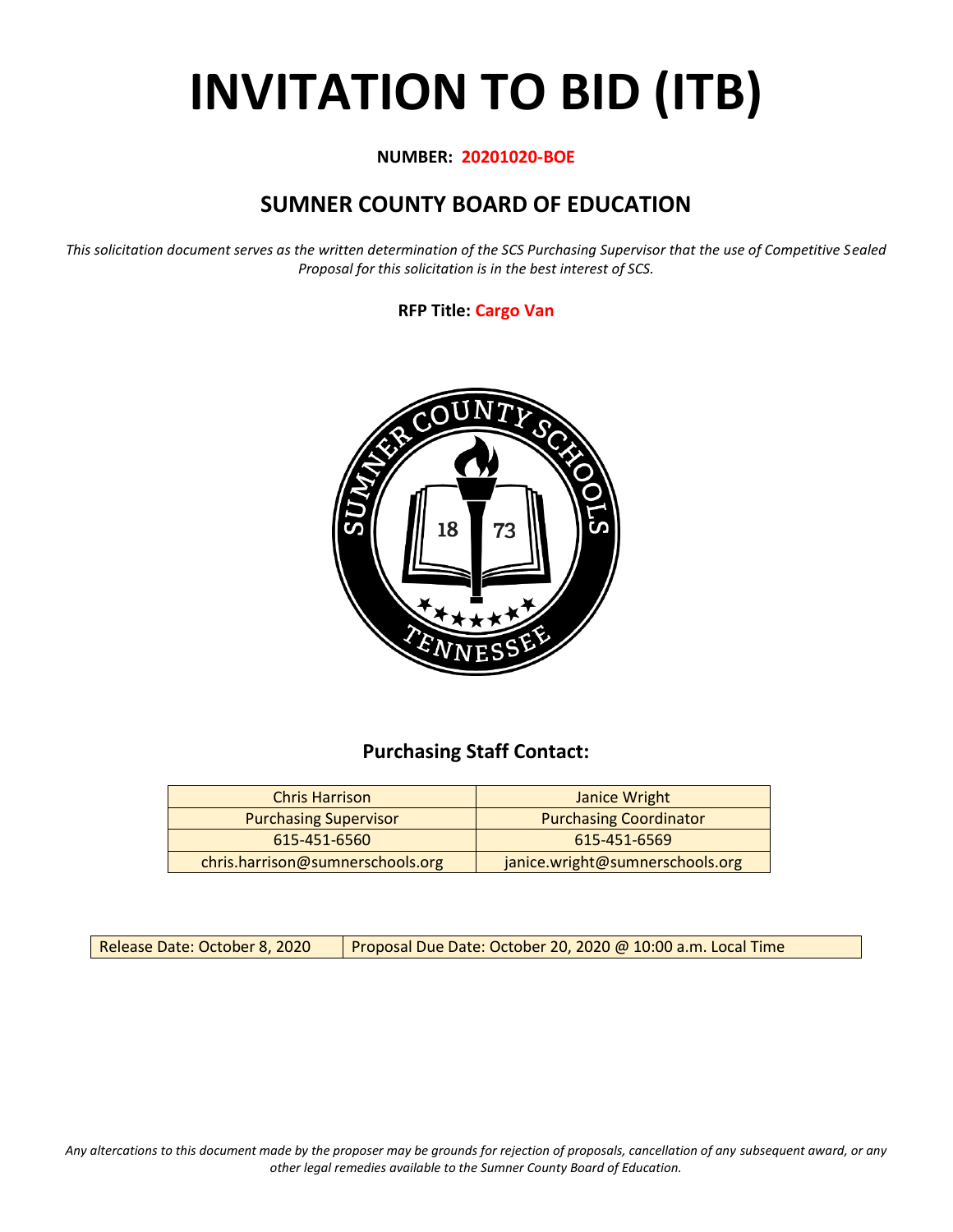# INVITATION TO BID (ITB)

**NUMBER: 20201020-BOE**

## SUMNER COUNTY BOARD OF EDUCATION

*This solicitation document serves as the written determination of the SCS Purchasing Supervisor that the use of Competitive Sealed Proposal for this solicitation is in the best interest of SCS.*

**RFP Title: Cargo Van**

### Purchasing Staff Contact:

| Chris Harrison | Janice Wright |
|---|---|
| Purchasing Supervisor | Purchasing Coordinator |
| 615-451-6560 | 615-451-6569 |
| chris.harrison@sumnerschools.org | janice.wright@sumnerschools.org |

| Release Date: October 8, 2020 | Proposal Due Date: October 20, 2020 @ 10:00 a.m. Local Time |
|---|---|

*Any altercations to this document made by the proposer may be grounds for rejection of proposals, cancellation of any subsequent award, or any other legal remedies available to the Sumner County Board of Education.*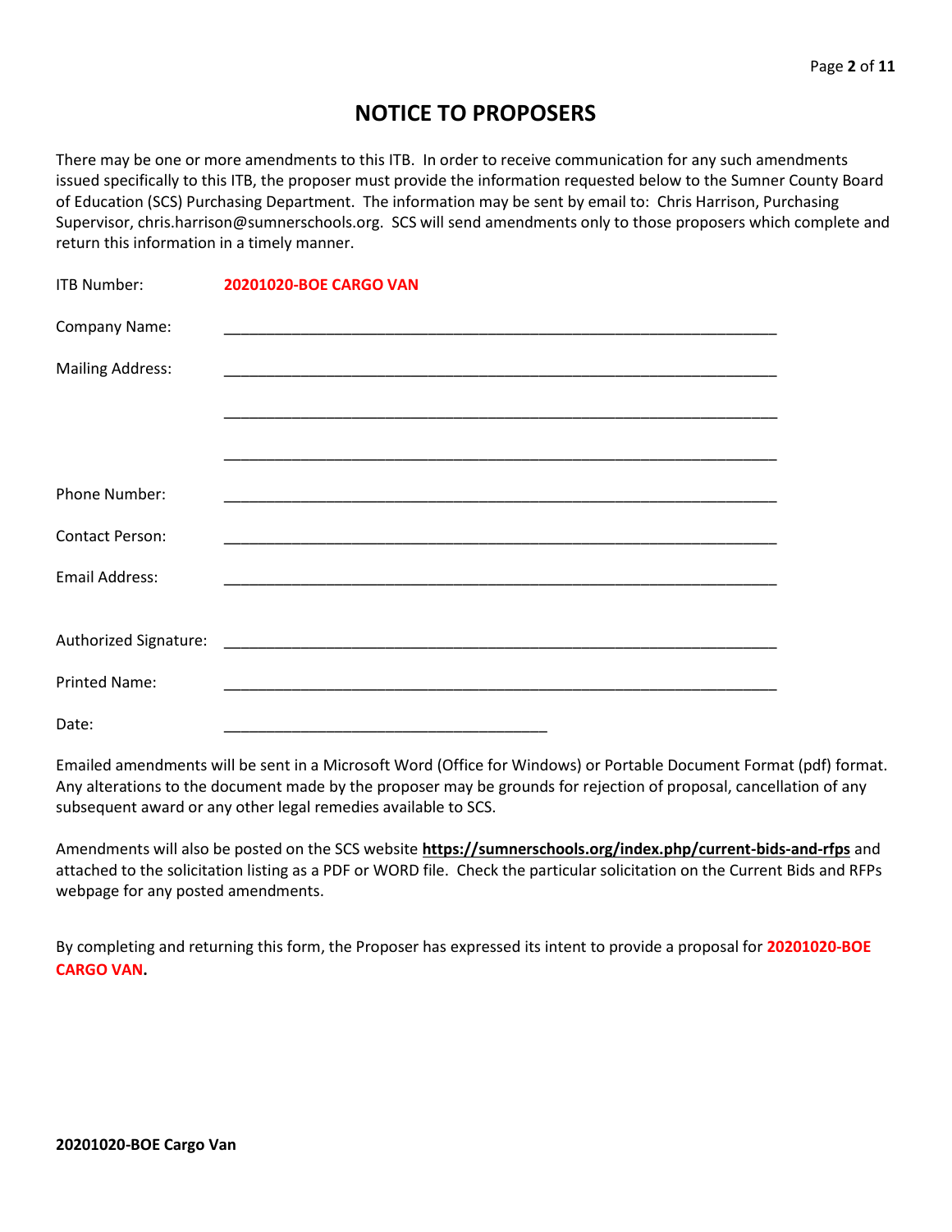# NOTICE TO PROPOSERS

There may be one or more amendments to this ITB. In order to receive communication for any such amendments issued specifically to this ITB, the proposer must provide the information requested below to the Sumner County Board of Education (SCS) Purchasing Department. The information may be sent by email to: Chris Harrison, Purchasing Supervisor, chris.harrison@sumnerschools.org. SCS will send amendments only to those proposers which complete and return this information in a timely manner.

ITB Number: **20201020-BOE CARGO VAN**

Company Name: ____________________________________________________________________

Mailing Address: ____________________________________________________________________

____________________________________________________________________

____________________________________________________________________

Phone Number: ____________________________________________________________________

Contact Person: ____________________________________________________________________

Email Address: ____________________________________________________________________

Authorized Signature: ____________________________________________________________________

Printed Name: ____________________________________________________________________

Date: _______________________________________

Emailed amendments will be sent in a Microsoft Word (Office for Windows) or Portable Document Format (pdf) format. Any alterations to the document made by the proposer may be grounds for rejection of proposal, cancellation of any subsequent award or any other legal remedies available to SCS.

Amendments will also be posted on the SCS website **https://sumnerschools.org/index.php/current-bids-and-rfps** and attached to the solicitation listing as a PDF or WORD file. Check the particular solicitation on the Current Bids and RFPs webpage for any posted amendments.

By completing and returning this form, the Proposer has expressed its intent to provide a proposal for **20201020-BOE CARGO VAN.**

**20201020-BOE Cargo Van**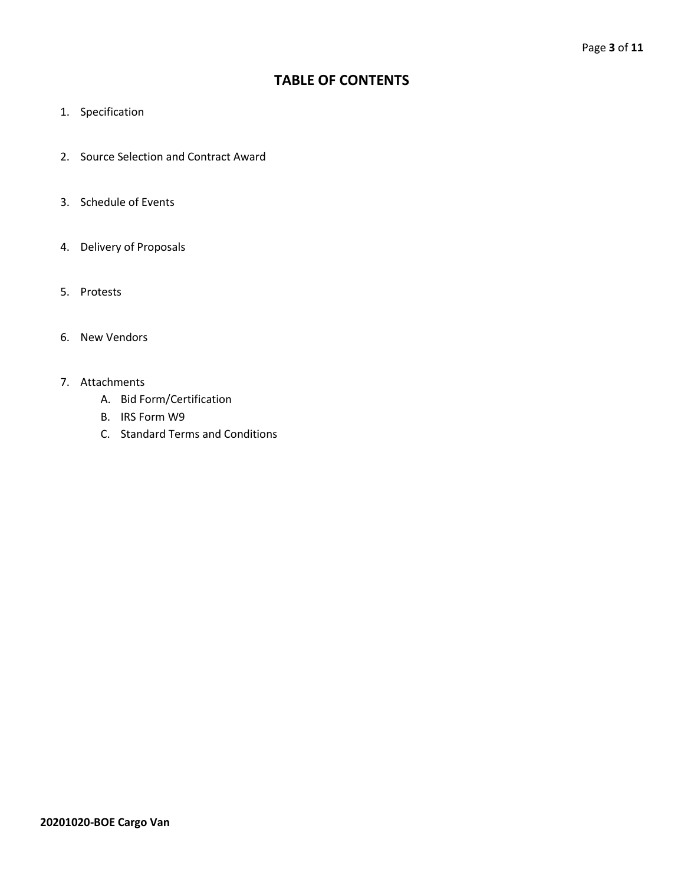# TABLE OF CONTENTS

1. Specification
2. Source Selection and Contract Award
3. Schedule of Events
4. Delivery of Proposals
5. Protests
6. New Vendors
7. Attachments
   A. Bid Form/Certification
   B. IRS Form W9
   C. Standard Terms and Conditions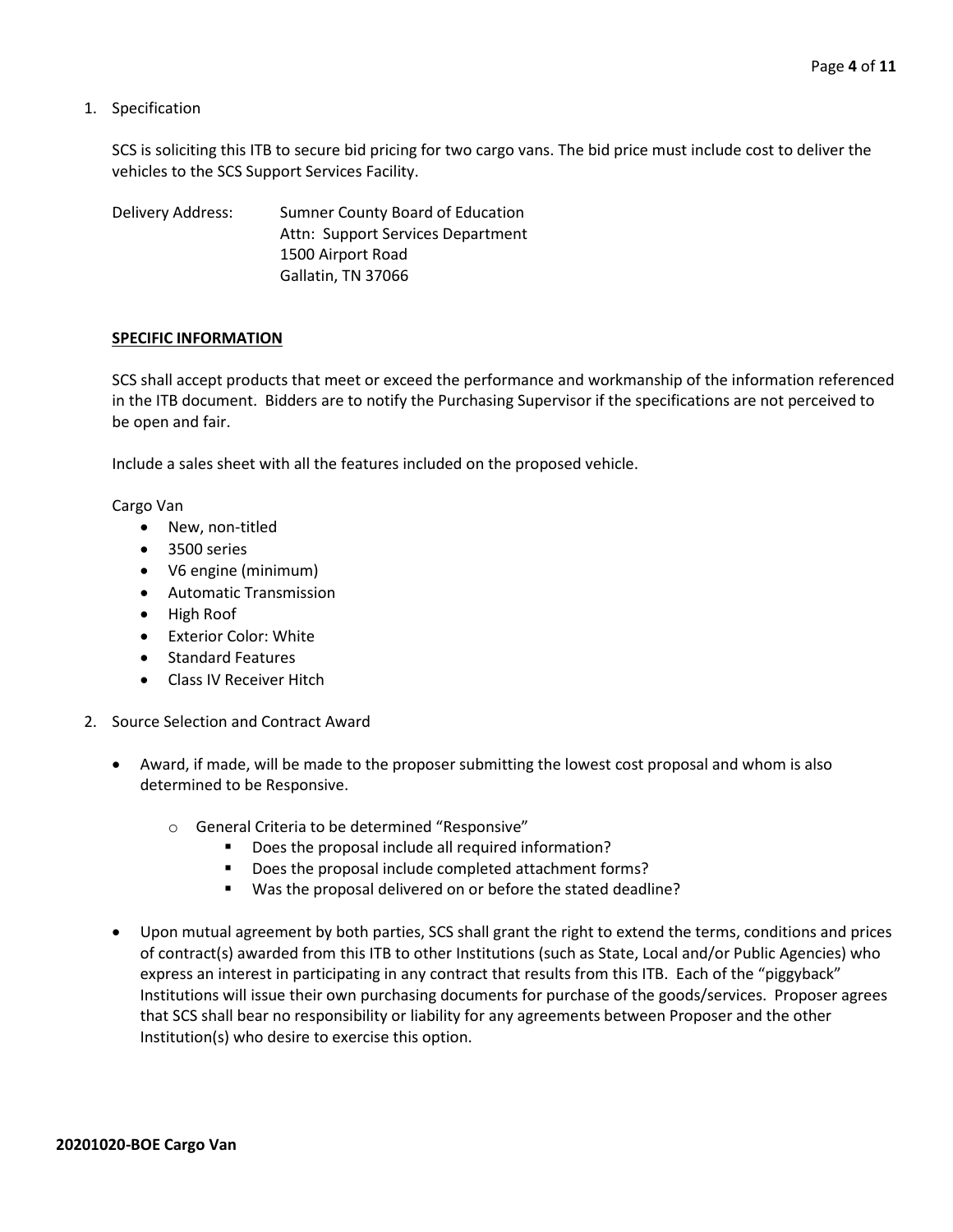1. Specification

   SCS is soliciting this ITB to secure bid pricing for two cargo vans. The bid price must include cost to deliver the vehicles to the SCS Support Services Facility.

   Delivery Address: Sumner County Board of Education
   Attn: Support Services Department
   1500 Airport Road
   Gallatin, TN 37066

   **SPECIFIC INFORMATION**

   SCS shall accept products that meet or exceed the performance and workmanship of the information referenced in the ITB document. Bidders are to notify the Purchasing Supervisor if the specifications are not perceived to be open and fair.

   Include a sales sheet with all the features included on the proposed vehicle.

   Cargo Van

   - New, non-titled
   - 3500 series
   - V6 engine (minimum)
   - Automatic Transmission
   - High Roof
   - Exterior Color: White
   - Standard Features
   - Class IV Receiver Hitch

2. Source Selection and Contract Award

   - Award, if made, will be made to the proposer submitting the lowest cost proposal and whom is also determined to be Responsive.
     - General Criteria to be determined "Responsive"
       - Does the proposal include all required information?
       - Does the proposal include completed attachment forms?
       - Was the proposal delivered on or before the stated deadline?
   - Upon mutual agreement by both parties, SCS shall grant the right to extend the terms, conditions and prices of contract(s) awarded from this ITB to other Institutions (such as State, Local and/or Public Agencies) who express an interest in participating in any contract that results from this ITB. Each of the "piggyback" Institutions will issue their own purchasing documents for purchase of the goods/services. Proposer agrees that SCS shall bear no responsibility or liability for any agreements between Proposer and the other Institution(s) who desire to exercise this option.

**20201020-BOE Cargo Van**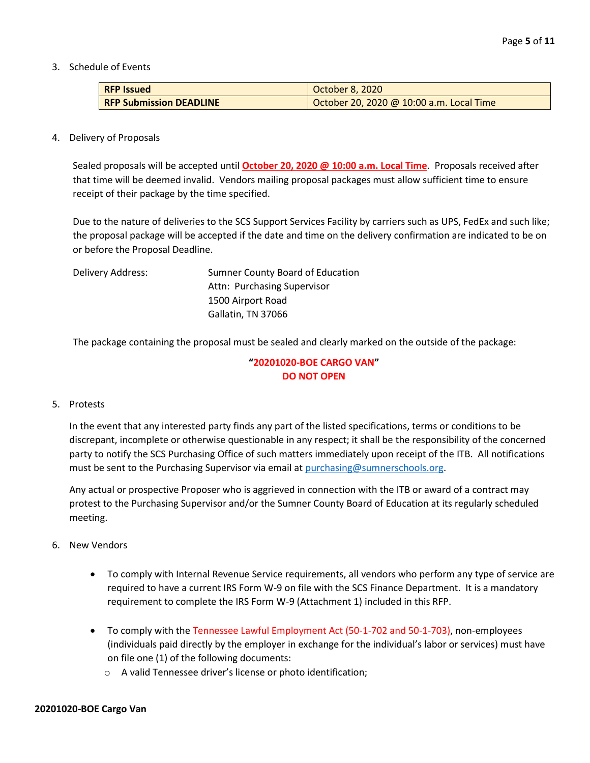3. Schedule of Events

| **RFP Issued** | October 8, 2020 |
|---|---|
| **RFP Submission DEADLINE** | October 20, 2020 @ 10:00 a.m. Local Time |

4. Delivery of Proposals

   Sealed proposals will be accepted until **October 20, 2020 @ 10:00 a.m. Local Time**. Proposals received after that time will be deemed invalid. Vendors mailing proposal packages must allow sufficient time to ensure receipt of their package by the time specified.

   Due to the nature of deliveries to the SCS Support Services Facility by carriers such as UPS, FedEx and such like; the proposal package will be accepted if the date and time on the delivery confirmation are indicated to be on or before the Proposal Deadline.

   Delivery Address: Sumner County Board of Education
   Attn: Purchasing Supervisor
   1500 Airport Road
   Gallatin, TN 37066

   The package containing the proposal must be sealed and clearly marked on the outside of the package:

   **"20201020-BOE CARGO VAN"**
   **DO NOT OPEN**

5. Protests

   In the event that any interested party finds any part of the listed specifications, terms or conditions to be discrepant, incomplete or otherwise questionable in any respect; it shall be the responsibility of the concerned party to notify the SCS Purchasing Office of such matters immediately upon receipt of the ITB. All notifications must be sent to the Purchasing Supervisor via email at purchasing@sumnerschools.org.

   Any actual or prospective Proposer who is aggrieved in connection with the ITB or award of a contract may protest to the Purchasing Supervisor and/or the Sumner County Board of Education at its regularly scheduled meeting.

6. New Vendors

   - To comply with Internal Revenue Service requirements, all vendors who perform any type of service are required to have a current IRS Form W-9 on file with the SCS Finance Department. It is a mandatory requirement to complete the IRS Form W-9 (Attachment 1) included in this RFP.

   - To comply with the Tennessee Lawful Employment Act (50-1-702 and 50-1-703), non-employees (individuals paid directly by the employer in exchange for the individual's labor or services) must have on file one (1) of the following documents:
     - A valid Tennessee driver's license or photo identification;

**20201020-BOE Cargo Van**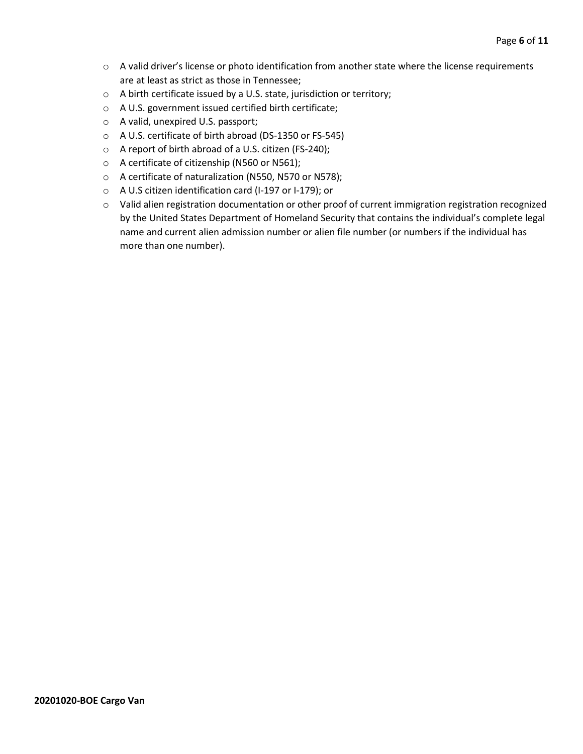- A valid driver's license or photo identification from another state where the license requirements are at least as strict as those in Tennessee;
- A birth certificate issued by a U.S. state, jurisdiction or territory;
- A U.S. government issued certified birth certificate;
- A valid, unexpired U.S. passport;
- A U.S. certificate of birth abroad (DS-1350 or FS-545)
- A report of birth abroad of a U.S. citizen (FS-240);
- A certificate of citizenship (N560 or N561);
- A certificate of naturalization (N550, N570 or N578);
- A U.S citizen identification card (I-197 or I-179); or
- Valid alien registration documentation or other proof of current immigration registration recognized by the United States Department of Homeland Security that contains the individual's complete legal name and current alien admission number or alien file number (or numbers if the individual has more than one number).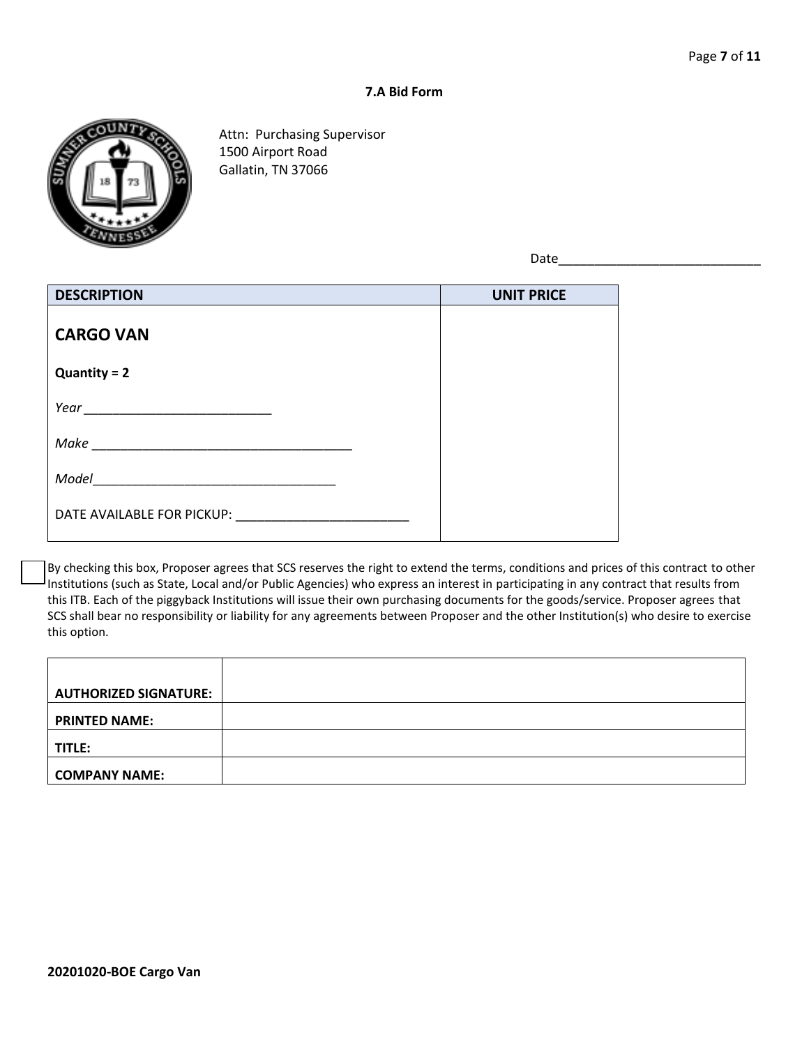### 7.A Bid Form

Attn: Purchasing Supervisor
1500 Airport Road
Gallatin, TN 37066

Date____________________________

| DESCRIPTION | UNIT PRICE |
| --- | --- |
| **CARGO VAN**<br><br>**Quantity = 2**<br><br>*Year* ___________________________<br><br>*Make* _____________________________________<br><br>*Model*__________________________________<br><br>DATE AVAILABLE FOR PICKUP: ________________________ | |

☐ By checking this box, Proposer agrees that SCS reserves the right to extend the terms, conditions and prices of this contract to other Institutions (such as State, Local and/or Public Agencies) who express an interest in participating in any contract that results from this ITB. Each of the piggyback Institutions will issue their own purchasing documents for the goods/service. Proposer agrees that SCS shall bear no responsibility or liability for any agreements between Proposer and the other Institution(s) who desire to exercise this option.

| | |
| --- | --- |
| **AUTHORIZED SIGNATURE:** | |
| **PRINTED NAME:** | |
| **TITLE:** | |
| **COMPANY NAME:** | |

**20201020-BOE Cargo Van**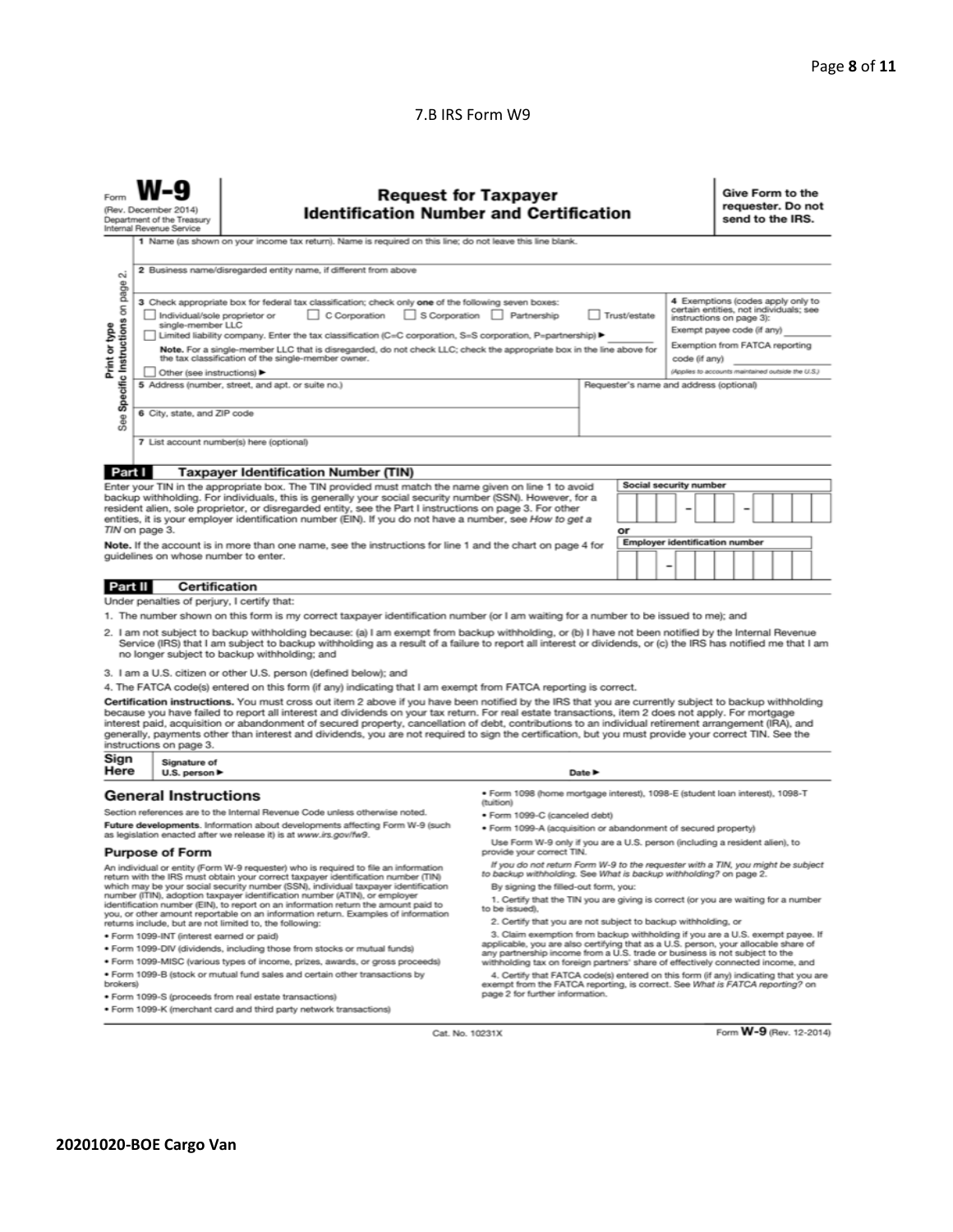7.B IRS Form W9

Form **W-9**
(Rev. December 2014)
Department of the Treasury
Internal Revenue Service

# Request for Taxpayer Identification Number and Certification

**Give Form to the requester. Do not send to the IRS.**

Print or type
See **Specific Instructions** on page 2.

1 Name (as shown on your income tax return). Name is required on this line; do not leave this line blank.

2 Business name/disregarded entity name, if different from above

3 Check appropriate box for federal tax classification; check only **one** of the following seven boxes:

☐ Individual/sole proprietor or single-member LLC ☐ C Corporation ☐ S Corporation ☐ Partnership ☐ Trust/estate

☐ Limited liability company. Enter the tax classification (C=C corporation, S=S corporation, P=partnership) ▶ ________

**Note.** For a single-member LLC that is disregarded, do not check LLC; check the appropriate box in the line above for the tax classification of the single-member owner.

☐ Other (see instructions) ▶

4 Exemptions (codes apply only to certain entities, not individuals; see instructions on page 3):

Exempt payee code (if any) ________

Exemption from FATCA reporting code (if any) ________

*(Applies to accounts maintained outside the U.S.)*

5 Address (number, street, and apt. or suite no.)

Requester's name and address (optional)

6 City, state, and ZIP code

7 List account number(s) here (optional)

## Part I Taxpayer Identification Number (TIN)

Enter your TIN in the appropriate box. The TIN provided must match the name given on line 1 to avoid backup withholding. For individuals, this is generally your social security number (SSN). However, for a resident alien, sole proprietor, or disregarded entity, see the Part I instructions on page 3. For other entities, it is your employer identification number (EIN). If you do not have a number, see *How to get a TIN* on page 3.

**Note.** If the account is in more than one name, see the instructions for line 1 and the chart on page 4 for guidelines on whose number to enter.

Social security number
[ ][ ][ ] – [ ][ ] – [ ][ ][ ][ ]

or

Employer identification number
[ ][ ] – [ ][ ][ ][ ][ ][ ][ ]

## Part II Certification

Under penalties of perjury, I certify that:

1. The number shown on this form is my correct taxpayer identification number (or I am waiting for a number to be issued to me); and
2. I am not subject to backup withholding because: (a) I am exempt from backup withholding, or (b) I have not been notified by the Internal Revenue Service (IRS) that I am subject to backup withholding as a result of a failure to report all interest or dividends, or (c) the IRS has notified me that I am no longer subject to backup withholding; and
3. I am a U.S. citizen or other U.S. person (defined below); and
4. The FATCA code(s) entered on this form (if any) indicating that I am exempt from FATCA reporting is correct.

**Certification instructions.** You must cross out item 2 above if you have been notified by the IRS that you are currently subject to backup withholding because you have failed to report all interest and dividends on your tax return. For real estate transactions, item 2 does not apply. For mortgage interest paid, acquisition or abandonment of secured property, cancellation of debt, contributions to an individual retirement arrangement (IRA), and generally, payments other than interest and dividends, you are not required to sign the certification, but you must provide your correct TIN. See the instructions on page 3.

**Sign Here** Signature of U.S. person ▶ Date ▶

## General Instructions

Section references are to the Internal Revenue Code unless otherwise noted.

**Future developments.** Information about developments affecting Form W-9 (such as legislation enacted after we release it) is at *www.irs.gov/fw9*.

### Purpose of Form

An individual or entity (Form W-9 requester) who is required to file an information return with the IRS must obtain your correct taxpayer identification number (TIN) which may be your social security number (SSN), individual taxpayer identification number (ITIN), adoption taxpayer identification number (ATIN), or employer identification number (EIN), to report on an information return the amount paid to you, or other amount reportable on an information return. Examples of information returns include, but are not limited to, the following:

- Form 1099-INT (interest earned or paid)
- Form 1099-DIV (dividends, including those from stocks or mutual funds)
- Form 1099-MISC (various types of income, prizes, awards, or gross proceeds)
- Form 1099-B (stock or mutual fund sales and certain other transactions by brokers)
- Form 1099-S (proceeds from real estate transactions)
- Form 1099-K (merchant card and third party network transactions)
- Form 1098 (home mortgage interest), 1098-E (student loan interest), 1098-T (tuition)
- Form 1099-C (canceled debt)
- Form 1099-A (acquisition or abandonment of secured property)

Use Form W-9 only if you are a U.S. person (including a resident alien), to provide your correct TIN.

*If you do not return Form W-9 to the requester with a TIN, you might be subject to backup withholding. See What is backup withholding? on page 2.*

By signing the filled-out form, you:

1. Certify that the TIN you are giving is correct (or you are waiting for a number to be issued),
2. Certify that you are not subject to backup withholding, or
3. Claim exemption from backup withholding if you are a U.S. exempt payee. If applicable, you are also certifying that as a U.S. person, your allocable share of any partnership income from a U.S. trade or business is not subject to the withholding tax on foreign partners' share of effectively connected income, and
4. Certify that FATCA code(s) entered on this form (if any) indicating that you are exempt from the FATCA reporting, is correct. See *What is FATCA reporting?* on page 2 for further information.

Cat. No. 10231X Form **W-9** (Rev. 12-2014)

**20201020-BOE Cargo Van**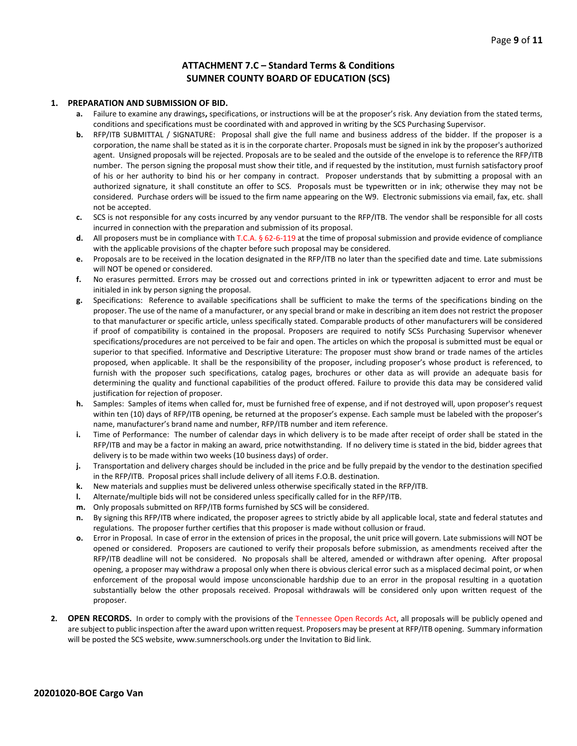# ATTACHMENT 7.C – Standard Terms & Conditions
## SUMNER COUNTY BOARD OF EDUCATION (SCS)

1. **PREPARATION AND SUBMISSION OF BID.**
   - **a.** Failure to examine any drawings**,** specifications, or instructions will be at the proposer's risk. Any deviation from the stated terms, conditions and specifications must be coordinated with and approved in writing by the SCS Purchasing Supervisor.
   - **b.** RFP/ITB SUBMITTAL / SIGNATURE: Proposal shall give the full name and business address of the bidder. If the proposer is a corporation, the name shall be stated as it is in the corporate charter. Proposals must be signed in ink by the proposer's authorized agent. Unsigned proposals will be rejected. Proposals are to be sealed and the outside of the envelope is to reference the RFP/ITB number. The person signing the proposal must show their title, and if requested by the institution, must furnish satisfactory proof of his or her authority to bind his or her company in contract. Proposer understands that by submitting a proposal with an authorized signature, it shall constitute an offer to SCS. Proposals must be typewritten or in ink; otherwise they may not be considered. Purchase orders will be issued to the firm name appearing on the W9. Electronic submissions via email, fax, etc. shall not be accepted.
   - **c.** SCS is not responsible for any costs incurred by any vendor pursuant to the RFP/ITB. The vendor shall be responsible for all costs incurred in connection with the preparation and submission of its proposal.
   - **d.** All proposers must be in compliance with T.C.A. § 62-6-119 at the time of proposal submission and provide evidence of compliance with the applicable provisions of the chapter before such proposal may be considered.
   - **e.** Proposals are to be received in the location designated in the RFP/ITB no later than the specified date and time. Late submissions will NOT be opened or considered.
   - **f.** No erasures permitted. Errors may be crossed out and corrections printed in ink or typewritten adjacent to error and must be initialed in ink by person signing the proposal.
   - **g.** Specifications: Reference to available specifications shall be sufficient to make the terms of the specifications binding on the proposer. The use of the name of a manufacturer, or any special brand or make in describing an item does not restrict the proposer to that manufacturer or specific article, unless specifically stated. Comparable products of other manufacturers will be considered if proof of compatibility is contained in the proposal. Proposers are required to notify SCSs Purchasing Supervisor whenever specifications/procedures are not perceived to be fair and open. The articles on which the proposal is submitted must be equal or superior to that specified. Informative and Descriptive Literature: The proposer must show brand or trade names of the articles proposed, when applicable. It shall be the responsibility of the proposer, including proposer's whose product is referenced, to furnish with the proposer such specifications, catalog pages, brochures or other data as will provide an adequate basis for determining the quality and functional capabilities of the product offered. Failure to provide this data may be considered valid justification for rejection of proposer.
   - **h.** Samples: Samples of items when called for, must be furnished free of expense, and if not destroyed will, upon proposer's request within ten (10) days of RFP/ITB opening, be returned at the proposer's expense. Each sample must be labeled with the proposer's name, manufacturer's brand name and number, RFP/ITB number and item reference.
   - **i.** Time of Performance: The number of calendar days in which delivery is to be made after receipt of order shall be stated in the RFP/ITB and may be a factor in making an award, price notwithstanding. If no delivery time is stated in the bid, bidder agrees that delivery is to be made within two weeks (10 business days) of order.
   - **j.** Transportation and delivery charges should be included in the price and be fully prepaid by the vendor to the destination specified in the RFP/ITB. Proposal prices shall include delivery of all items F.O.B. destination.
   - **k.** New materials and supplies must be delivered unless otherwise specifically stated in the RFP/ITB.
   - **l.** Alternate/multiple bids will not be considered unless specifically called for in the RFP/ITB.
   - **m.** Only proposals submitted on RFP/ITB forms furnished by SCS will be considered.
   - **n.** By signing this RFP/ITB where indicated, the proposer agrees to strictly abide by all applicable local, state and federal statutes and regulations. The proposer further certifies that this proposer is made without collusion or fraud.
   - **o.** Error in Proposal. In case of error in the extension of prices in the proposal, the unit price will govern. Late submissions will NOT be opened or considered. Proposers are cautioned to verify their proposals before submission, as amendments received after the RFP/ITB deadline will not be considered. No proposals shall be altered, amended or withdrawn after opening. After proposal opening, a proposer may withdraw a proposal only when there is obvious clerical error such as a misplaced decimal point, or when enforcement of the proposal would impose unconscionable hardship due to an error in the proposal resulting in a quotation substantially below the other proposals received. Proposal withdrawals will be considered only upon written request of the proposer.

2. **OPEN RECORDS.** In order to comply with the provisions of the Tennessee Open Records Act, all proposals will be publicly opened and are subject to public inspection after the award upon written request. Proposers may be present at RFP/ITB opening. Summary information will be posted the SCS website, www.sumnerschools.org under the Invitation to Bid link.

**20201020-BOE Cargo Van**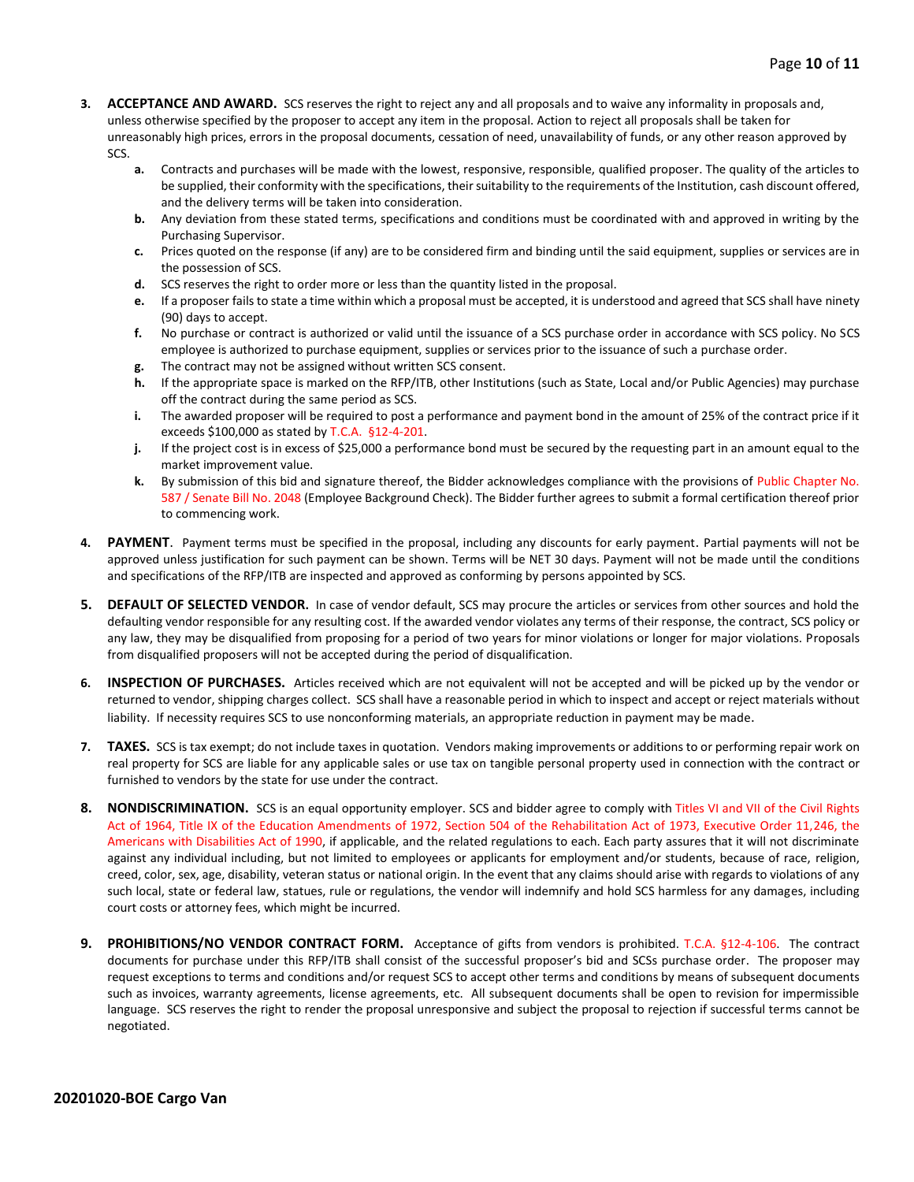3. **ACCEPTANCE AND AWARD.** SCS reserves the right to reject any and all proposals and to waive any informality in proposals and, unless otherwise specified by the proposer to accept any item in the proposal. Action to reject all proposals shall be taken for unreasonably high prices, errors in the proposal documents, cessation of need, unavailability of funds, or any other reason approved by SCS.
   - **a.** Contracts and purchases will be made with the lowest, responsive, responsible, qualified proposer. The quality of the articles to be supplied, their conformity with the specifications, their suitability to the requirements of the Institution, cash discount offered, and the delivery terms will be taken into consideration.
   - **b.** Any deviation from these stated terms, specifications and conditions must be coordinated with and approved in writing by the Purchasing Supervisor.
   - **c.** Prices quoted on the response (if any) are to be considered firm and binding until the said equipment, supplies or services are in the possession of SCS.
   - **d.** SCS reserves the right to order more or less than the quantity listed in the proposal.
   - **e.** If a proposer fails to state a time within which a proposal must be accepted, it is understood and agreed that SCS shall have ninety (90) days to accept.
   - **f.** No purchase or contract is authorized or valid until the issuance of a SCS purchase order in accordance with SCS policy. No SCS employee is authorized to purchase equipment, supplies or services prior to the issuance of such a purchase order.
   - **g.** The contract may not be assigned without written SCS consent.
   - **h.** If the appropriate space is marked on the RFP/ITB, other Institutions (such as State, Local and/or Public Agencies) may purchase off the contract during the same period as SCS.
   - **i.** The awarded proposer will be required to post a performance and payment bond in the amount of 25% of the contract price if it exceeds $100,000 as stated by T.C.A. §12-4-201.
   - **j.** If the project cost is in excess of $25,000 a performance bond must be secured by the requesting part in an amount equal to the market improvement value.
   - **k.** By submission of this bid and signature thereof, the Bidder acknowledges compliance with the provisions of Public Chapter No. 587 / Senate Bill No. 2048 (Employee Background Check). The Bidder further agrees to submit a formal certification thereof prior to commencing work.

4. **PAYMENT**. Payment terms must be specified in the proposal, including any discounts for early payment. Partial payments will not be approved unless justification for such payment can be shown. Terms will be NET 30 days. Payment will not be made until the conditions and specifications of the RFP/ITB are inspected and approved as conforming by persons appointed by SCS.

5. **DEFAULT OF SELECTED VENDOR.** In case of vendor default, SCS may procure the articles or services from other sources and hold the defaulting vendor responsible for any resulting cost. If the awarded vendor violates any terms of their response, the contract, SCS policy or any law, they may be disqualified from proposing for a period of two years for minor violations or longer for major violations. Proposals from disqualified proposers will not be accepted during the period of disqualification.

6. **INSPECTION OF PURCHASES.** Articles received which are not equivalent will not be accepted and will be picked up by the vendor or returned to vendor, shipping charges collect. SCS shall have a reasonable period in which to inspect and accept or reject materials without liability. If necessity requires SCS to use nonconforming materials, an appropriate reduction in payment may be made.

7. **TAXES.** SCS is tax exempt; do not include taxes in quotation. Vendors making improvements or additions to or performing repair work on real property for SCS are liable for any applicable sales or use tax on tangible personal property used in connection with the contract or furnished to vendors by the state for use under the contract.

8. **NONDISCRIMINATION.** SCS is an equal opportunity employer. SCS and bidder agree to comply with Titles VI and VII of the Civil Rights Act of 1964, Title IX of the Education Amendments of 1972, Section 504 of the Rehabilitation Act of 1973, Executive Order 11,246, the Americans with Disabilities Act of 1990, if applicable, and the related regulations to each. Each party assures that it will not discriminate against any individual including, but not limited to employees or applicants for employment and/or students, because of race, religion, creed, color, sex, age, disability, veteran status or national origin. In the event that any claims should arise with regards to violations of any such local, state or federal law, statues, rule or regulations, the vendor will indemnify and hold SCS harmless for any damages, including court costs or attorney fees, which might be incurred.

9. **PROHIBITIONS/NO VENDOR CONTRACT FORM.** Acceptance of gifts from vendors is prohibited. T.C.A. §12-4-106. The contract documents for purchase under this RFP/ITB shall consist of the successful proposer's bid and SCSs purchase order. The proposer may request exceptions to terms and conditions and/or request SCS to accept other terms and conditions by means of subsequent documents such as invoices, warranty agreements, license agreements, etc. All subsequent documents shall be open to revision for impermissible language. SCS reserves the right to render the proposal unresponsive and subject the proposal to rejection if successful terms cannot be negotiated.

**20201020-BOE Cargo Van**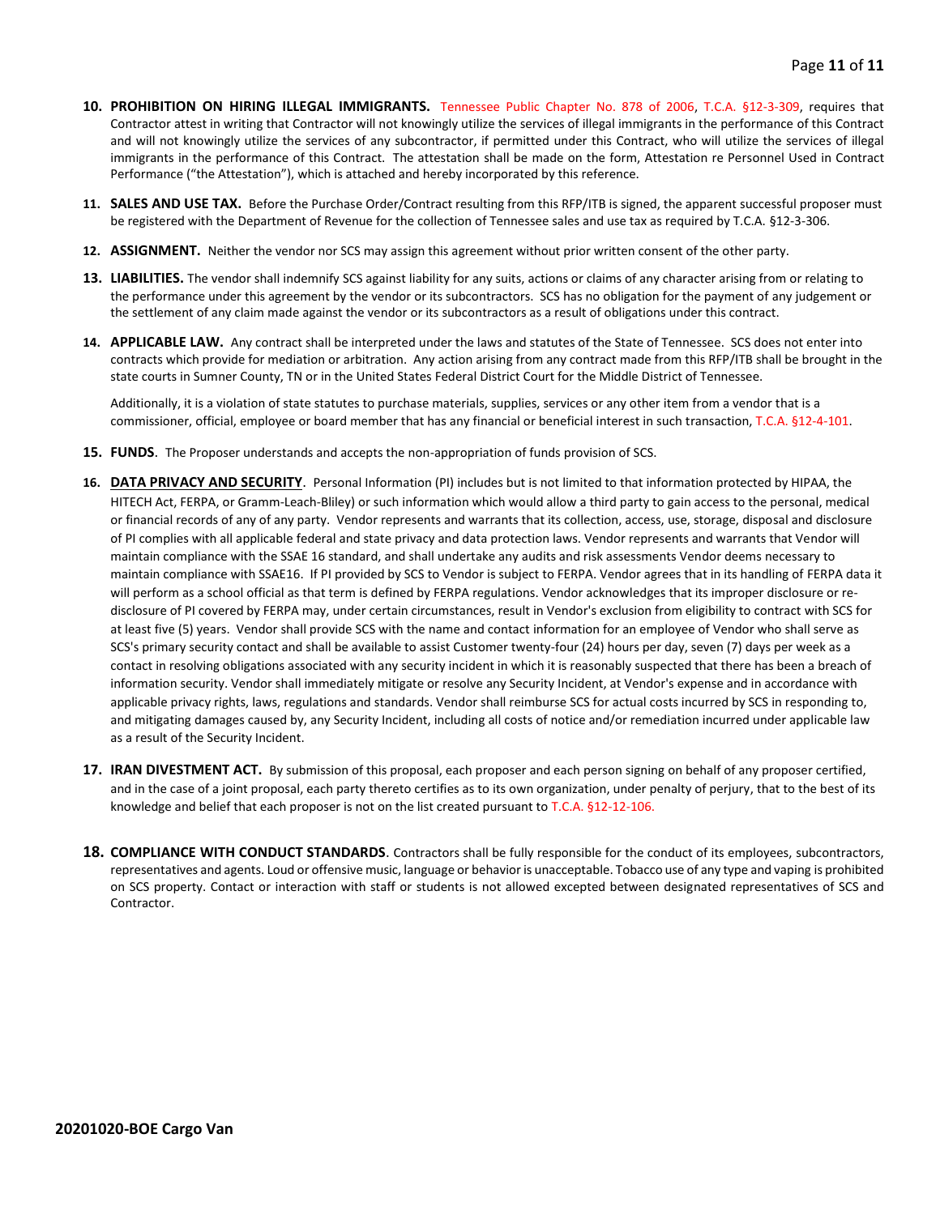10. **PROHIBITION ON HIRING ILLEGAL IMMIGRANTS.** Tennessee Public Chapter No. 878 of 2006, T.C.A. §12-3-309, requires that Contractor attest in writing that Contractor will not knowingly utilize the services of illegal immigrants in the performance of this Contract and will not knowingly utilize the services of any subcontractor, if permitted under this Contract, who will utilize the services of illegal immigrants in the performance of this Contract. The attestation shall be made on the form, Attestation re Personnel Used in Contract Performance ("the Attestation"), which is attached and hereby incorporated by this reference.

11. **SALES AND USE TAX.** Before the Purchase Order/Contract resulting from this RFP/ITB is signed, the apparent successful proposer must be registered with the Department of Revenue for the collection of Tennessee sales and use tax as required by T.C.A. §12-3-306.

12. **ASSIGNMENT.** Neither the vendor nor SCS may assign this agreement without prior written consent of the other party.

13. **LIABILITIES.** The vendor shall indemnify SCS against liability for any suits, actions or claims of any character arising from or relating to the performance under this agreement by the vendor or its subcontractors. SCS has no obligation for the payment of any judgement or the settlement of any claim made against the vendor or its subcontractors as a result of obligations under this contract.

14. **APPLICABLE LAW.** Any contract shall be interpreted under the laws and statutes of the State of Tennessee. SCS does not enter into contracts which provide for mediation or arbitration. Any action arising from any contract made from this RFP/ITB shall be brought in the state courts in Sumner County, TN or in the United States Federal District Court for the Middle District of Tennessee.

    Additionally, it is a violation of state statutes to purchase materials, supplies, services or any other item from a vendor that is a commissioner, official, employee or board member that has any financial or beneficial interest in such transaction, T.C.A. §12-4-101.

15. **FUNDS**. The Proposer understands and accepts the non-appropriation of funds provision of SCS.

16. **<u>DATA PRIVACY AND SECURITY</u>**. Personal Information (PI) includes but is not limited to that information protected by HIPAA, the HITECH Act, FERPA, or Gramm-Leach-Bliley) or such information which would allow a third party to gain access to the personal, medical or financial records of any of any party. Vendor represents and warrants that its collection, access, use, storage, disposal and disclosure of PI complies with all applicable federal and state privacy and data protection laws. Vendor represents and warrants that Vendor will maintain compliance with the SSAE 16 standard, and shall undertake any audits and risk assessments Vendor deems necessary to maintain compliance with SSAE16. If PI provided by SCS to Vendor is subject to FERPA. Vendor agrees that in its handling of FERPA data it will perform as a school official as that term is defined by FERPA regulations. Vendor acknowledges that its improper disclosure or re-disclosure of PI covered by FERPA may, under certain circumstances, result in Vendor's exclusion from eligibility to contract with SCS for at least five (5) years. Vendor shall provide SCS with the name and contact information for an employee of Vendor who shall serve as SCS's primary security contact and shall be available to assist Customer twenty-four (24) hours per day, seven (7) days per week as a contact in resolving obligations associated with any security incident in which it is reasonably suspected that there has been a breach of information security. Vendor shall immediately mitigate or resolve any Security Incident, at Vendor's expense and in accordance with applicable privacy rights, laws, regulations and standards. Vendor shall reimburse SCS for actual costs incurred by SCS in responding to, and mitigating damages caused by, any Security Incident, including all costs of notice and/or remediation incurred under applicable law as a result of the Security Incident.

17. **IRAN DIVESTMENT ACT.** By submission of this proposal, each proposer and each person signing on behalf of any proposer certified, and in the case of a joint proposal, each party thereto certifies as to its own organization, under penalty of perjury, that to the best of its knowledge and belief that each proposer is not on the list created pursuant to T.C.A. §12-12-106.

18. **COMPLIANCE WITH CONDUCT STANDARDS**. Contractors shall be fully responsible for the conduct of its employees, subcontractors, representatives and agents. Loud or offensive music, language or behavior is unacceptable. Tobacco use of any type and vaping is prohibited on SCS property. Contact or interaction with staff or students is not allowed excepted between designated representatives of SCS and Contractor.